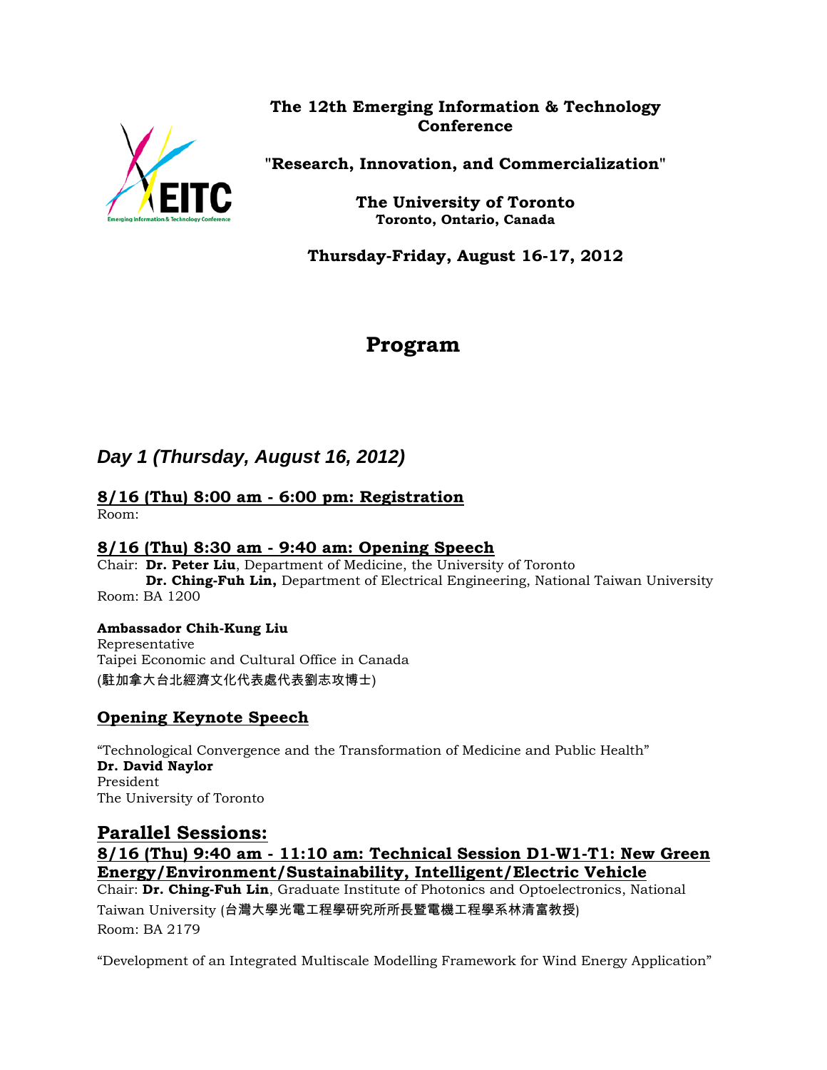**The 12th Emerging Information & Technology Conference**

**"Research, Innovation, and Commercialization"**

**The University of Toronto**
**Toronto, Ontario, Canada**

**Thursday-Friday, August 16-17, 2012**

# Program

## *Day 1 (Thursday, August 16, 2012)*

### 8/16 (Thu) 8:00 am - 6:00 pm: Registration

Room:

### 8/16 (Thu) 8:30 am - 9:40 am: Opening Speech

Chair: **Dr. Peter Liu**, Department of Medicine, the University of Toronto
**Dr. Ching-Fuh Lin,** Department of Electrical Engineering, National Taiwan University
Room: BA 1200

**Ambassador Chih-Kung Liu**
Representative
Taipei Economic and Cultural Office in Canada
(駐加拿大台北經濟文化代表處代表劉志攻博士)

### Opening Keynote Speech

"Technological Convergence and the Transformation of Medicine and Public Health"
**Dr. David Naylor**
President
The University of Toronto

## Parallel Sessions:

### 8/16 (Thu) 9:40 am - 11:10 am: Technical Session D1-W1-T1: New Green Energy/Environment/Sustainability, Intelligent/Electric Vehicle

Chair: **Dr. Ching-Fuh Lin**, Graduate Institute of Photonics and Optoelectronics, National Taiwan University (台灣大學光電工程學研究所所長暨電機工程學系林清富教授)
Room: BA 2179

"Development of an Integrated Multiscale Modelling Framework for Wind Energy Application"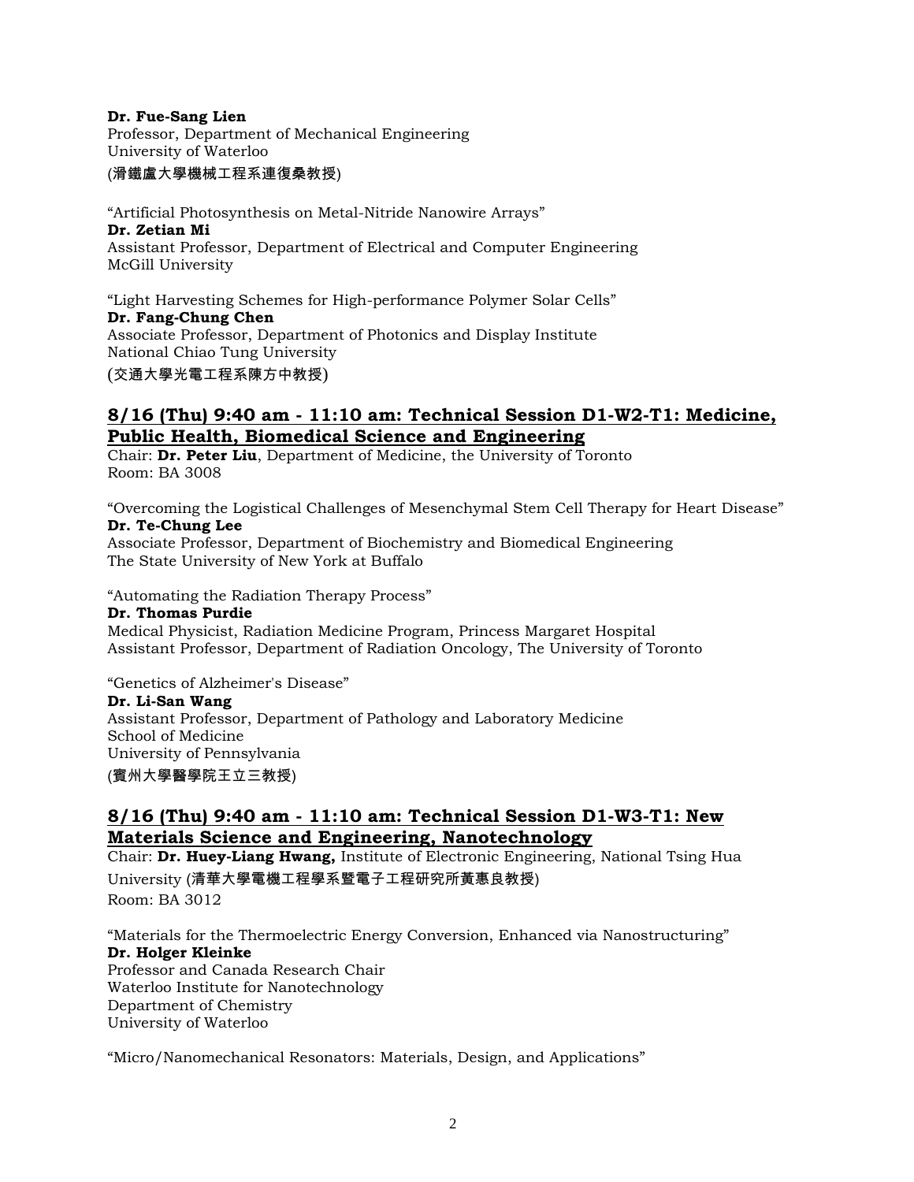**Dr. Fue-Sang Lien**
Professor, Department of Mechanical Engineering
University of Waterloo
(滑鐵盧大學機械工程系連復桑教授)

"Artificial Photosynthesis on Metal-Nitride Nanowire Arrays"
**Dr. Zetian Mi**
Assistant Professor, Department of Electrical and Computer Engineering
McGill University

"Light Harvesting Schemes for High-performance Polymer Solar Cells"
**Dr. Fang-Chung Chen**
Associate Professor, Department of Photonics and Display Institute
National Chiao Tung University
(交通大學光電工程系陳方中教授)

## 8/16 (Thu) 9:40 am - 11:10 am: Technical Session D1-W2-T1: Medicine, Public Health, Biomedical Science and Engineering

Chair: **Dr. Peter Liu**, Department of Medicine, the University of Toronto
Room: BA 3008

"Overcoming the Logistical Challenges of Mesenchymal Stem Cell Therapy for Heart Disease"
**Dr. Te-Chung Lee**
Associate Professor, Department of Biochemistry and Biomedical Engineering
The State University of New York at Buffalo

"Automating the Radiation Therapy Process"
**Dr. Thomas Purdie**
Medical Physicist, Radiation Medicine Program, Princess Margaret Hospital
Assistant Professor, Department of Radiation Oncology, The University of Toronto

"Genetics of Alzheimer's Disease"
**Dr. Li-San Wang**
Assistant Professor, Department of Pathology and Laboratory Medicine
School of Medicine
University of Pennsylvania
(賓州大學醫學院王立三教授)

## 8/16 (Thu) 9:40 am - 11:10 am: Technical Session D1-W3-T1: New Materials Science and Engineering, Nanotechnology

Chair: **Dr. Huey-Liang Hwang,** Institute of Electronic Engineering, National Tsing Hua University (清華大學電機工程學系暨電子工程研究所黃惠良教授)
Room: BA 3012

"Materials for the Thermoelectric Energy Conversion, Enhanced via Nanostructuring"
**Dr. Holger Kleinke**
Professor and Canada Research Chair
Waterloo Institute for Nanotechnology
Department of Chemistry
University of Waterloo

"Micro/Nanomechanical Resonators: Materials, Design, and Applications"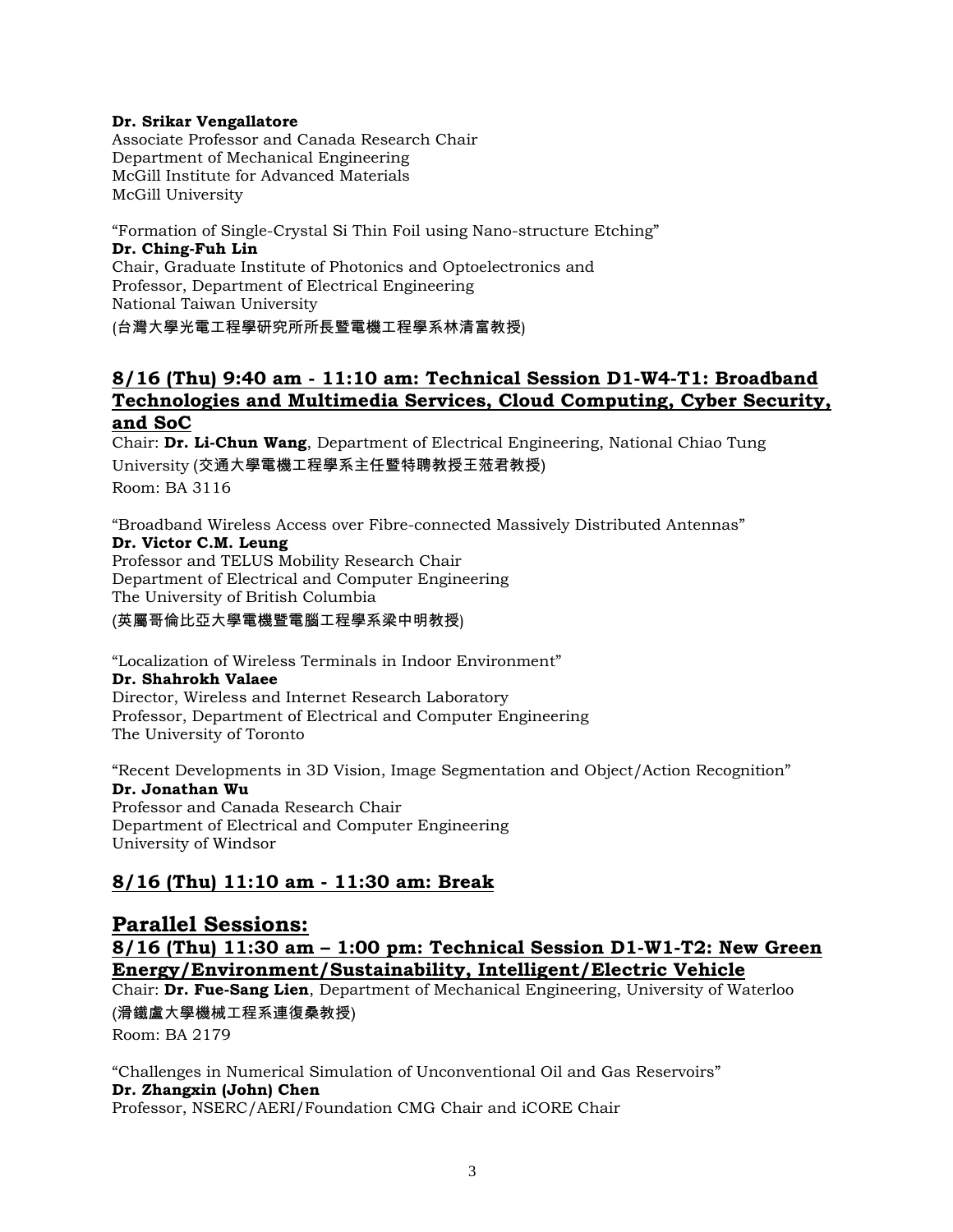**Dr. Srikar Vengallatore**
Associate Professor and Canada Research Chair
Department of Mechanical Engineering
McGill Institute for Advanced Materials
McGill University

"Formation of Single-Crystal Si Thin Foil using Nano-structure Etching"
**Dr. Ching-Fuh Lin**
Chair, Graduate Institute of Photonics and Optoelectronics and
Professor, Department of Electrical Engineering
National Taiwan University
(台灣大學光電工程學研究所所長暨電機工程學系林清富教授)

## 8/16 (Thu) 9:40 am - 11:10 am: Technical Session D1-W4-T1: Broadband Technologies and Multimedia Services, Cloud Computing, Cyber Security, and SoC

Chair: **Dr. Li-Chun Wang**, Department of Electrical Engineering, National Chiao Tung University (交通大學電機工程學系主任暨特聘教授王蒞君教授)
Room: BA 3116

"Broadband Wireless Access over Fibre-connected Massively Distributed Antennas"
**Dr. Victor C.M. Leung**
Professor and TELUS Mobility Research Chair
Department of Electrical and Computer Engineering
The University of British Columbia
(英屬哥倫比亞大學電機暨電腦工程學系梁中明教授)

"Localization of Wireless Terminals in Indoor Environment"
**Dr. Shahrokh Valaee**
Director, Wireless and Internet Research Laboratory
Professor, Department of Electrical and Computer Engineering
The University of Toronto

"Recent Developments in 3D Vision, Image Segmentation and Object/Action Recognition"
**Dr. Jonathan Wu**
Professor and Canada Research Chair
Department of Electrical and Computer Engineering
University of Windsor

## 8/16 (Thu) 11:10 am - 11:30 am: Break

# Parallel Sessions:

## 8/16 (Thu) 11:30 am – 1:00 pm: Technical Session D1-W1-T2: New Green Energy/Environment/Sustainability, Intelligent/Electric Vehicle

Chair: **Dr. Fue-Sang Lien**, Department of Mechanical Engineering, University of Waterloo (滑鐵盧大學機械工程系連復桑教授)
Room: BA 2179

"Challenges in Numerical Simulation of Unconventional Oil and Gas Reservoirs"
**Dr. Zhangxin (John) Chen**
Professor, NSERC/AERI/Foundation CMG Chair and iCORE Chair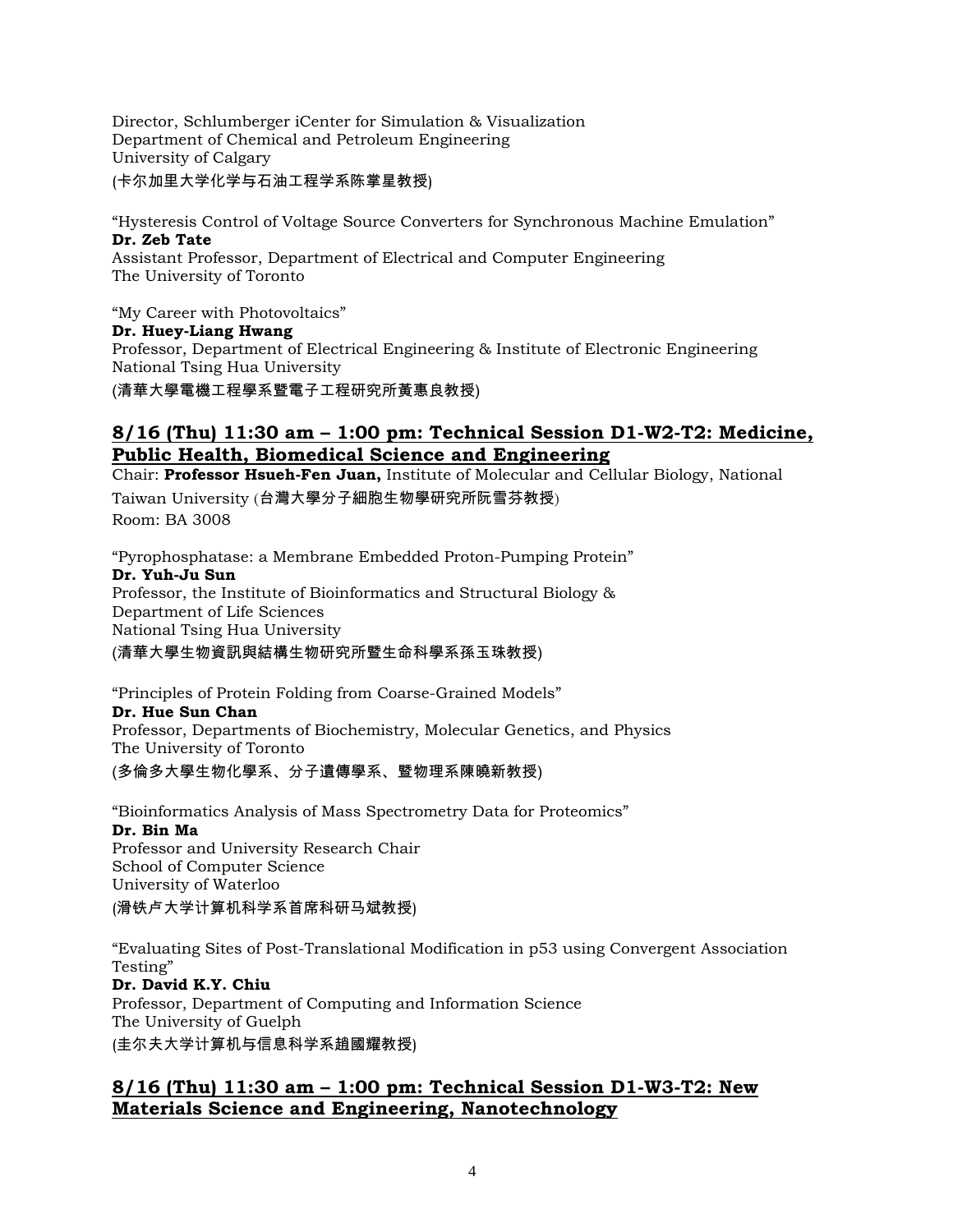Director, Schlumberger iCenter for Simulation & Visualization
Department of Chemical and Petroleum Engineering
University of Calgary
(卡尔加里大学化学与石油工程学系陈掌星教授)

"Hysteresis Control of Voltage Source Converters for Synchronous Machine Emulation"
**Dr. Zeb Tate**
Assistant Professor, Department of Electrical and Computer Engineering
The University of Toronto

"My Career with Photovoltaics"
**Dr. Huey-Liang Hwang**
Professor, Department of Electrical Engineering & Institute of Electronic Engineering
National Tsing Hua University
(清華大學電機工程學系暨電子工程研究所黃惠良教授)

## 8/16 (Thu) 11:30 am – 1:00 pm: Technical Session D1-W2-T2: Medicine, Public Health, Biomedical Science and Engineering

Chair: **Professor Hsueh-Fen Juan,** Institute of Molecular and Cellular Biology, National Taiwan University (台灣大學分子細胞生物學研究所阮雪芬教授)
Room: BA 3008

"Pyrophosphatase: a Membrane Embedded Proton-Pumping Protein"
**Dr. Yuh-Ju Sun**
Professor, the Institute of Bioinformatics and Structural Biology &
Department of Life Sciences
National Tsing Hua University
(清華大學生物資訊與結構生物研究所暨生命科學系孫玉珠教授)

"Principles of Protein Folding from Coarse-Grained Models"
**Dr. Hue Sun Chan**
Professor, Departments of Biochemistry, Molecular Genetics, and Physics
The University of Toronto
(多倫多大學生物化學系、分子遺傳學系、暨物理系陳曉新教授)

"Bioinformatics Analysis of Mass Spectrometry Data for Proteomics"
**Dr. Bin Ma**
Professor and University Research Chair
School of Computer Science
University of Waterloo
(滑铁卢大学计算机科学系首席科研马斌教授)

"Evaluating Sites of Post-Translational Modification in p53 using Convergent Association Testing"
**Dr. David K.Y. Chiu**
Professor, Department of Computing and Information Science
The University of Guelph
(圭尔夫大学计算机与信息科学系趙國耀教授)

## 8/16 (Thu) 11:30 am – 1:00 pm: Technical Session D1-W3-T2: New Materials Science and Engineering, Nanotechnology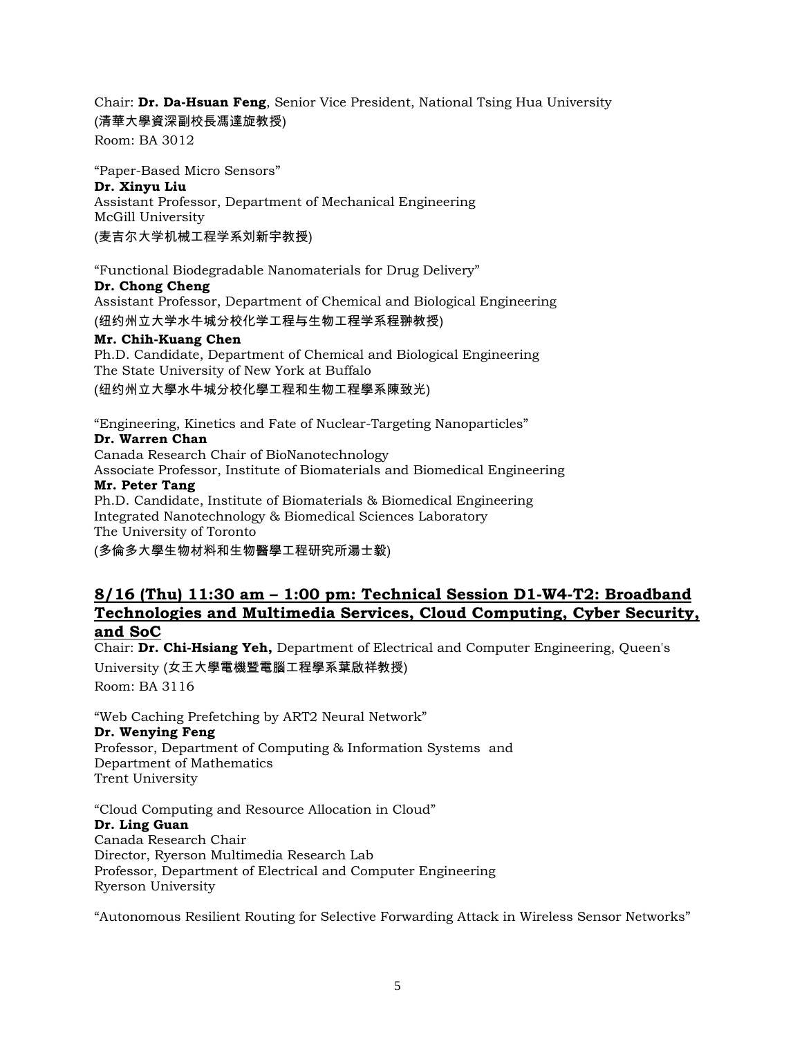Chair: **Dr. Da-Hsuan Feng**, Senior Vice President, National Tsing Hua University
(清華大學資深副校長馮達旋教授)
Room: BA 3012

"Paper-Based Micro Sensors"
**Dr. Xinyu Liu**
Assistant Professor, Department of Mechanical Engineering
McGill University
(麦吉尔大学机械工程学系刘新宇教授)

"Functional Biodegradable Nanomaterials for Drug Delivery"
**Dr. Chong Cheng**
Assistant Professor, Department of Chemical and Biological Engineering
(纽约州立大学水牛城分校化学工程与生物工程学系程翀教授)
**Mr. Chih-Kuang Chen**
Ph.D. Candidate, Department of Chemical and Biological Engineering
The State University of New York at Buffalo
(纽约州立大學水牛城分校化學工程和生物工程學系陳致光)

"Engineering, Kinetics and Fate of Nuclear-Targeting Nanoparticles"
**Dr. Warren Chan**
Canada Research Chair of BioNanotechnology
Associate Professor, Institute of Biomaterials and Biomedical Engineering
**Mr. Peter Tang**
Ph.D. Candidate, Institute of Biomaterials & Biomedical Engineering
Integrated Nanotechnology & Biomedical Sciences Laboratory
The University of Toronto
(多倫多大學生物材料和生物醫學工程研究所湯士毅)

## 8/16 (Thu) 11:30 am – 1:00 pm: Technical Session D1-W4-T2: Broadband Technologies and Multimedia Services, Cloud Computing, Cyber Security, and SoC

Chair: **Dr. Chi-Hsiang Yeh,** Department of Electrical and Computer Engineering, Queen's University (女王大學電機暨電腦工程學系葉啟祥教授)
Room: BA 3116

"Web Caching Prefetching by ART2 Neural Network"
**Dr. Wenying Feng**
Professor, Department of Computing & Information Systems and
Department of Mathematics
Trent University

"Cloud Computing and Resource Allocation in Cloud"
**Dr. Ling Guan**
Canada Research Chair
Director, Ryerson Multimedia Research Lab
Professor, Department of Electrical and Computer Engineering
Ryerson University

"Autonomous Resilient Routing for Selective Forwarding Attack in Wireless Sensor Networks"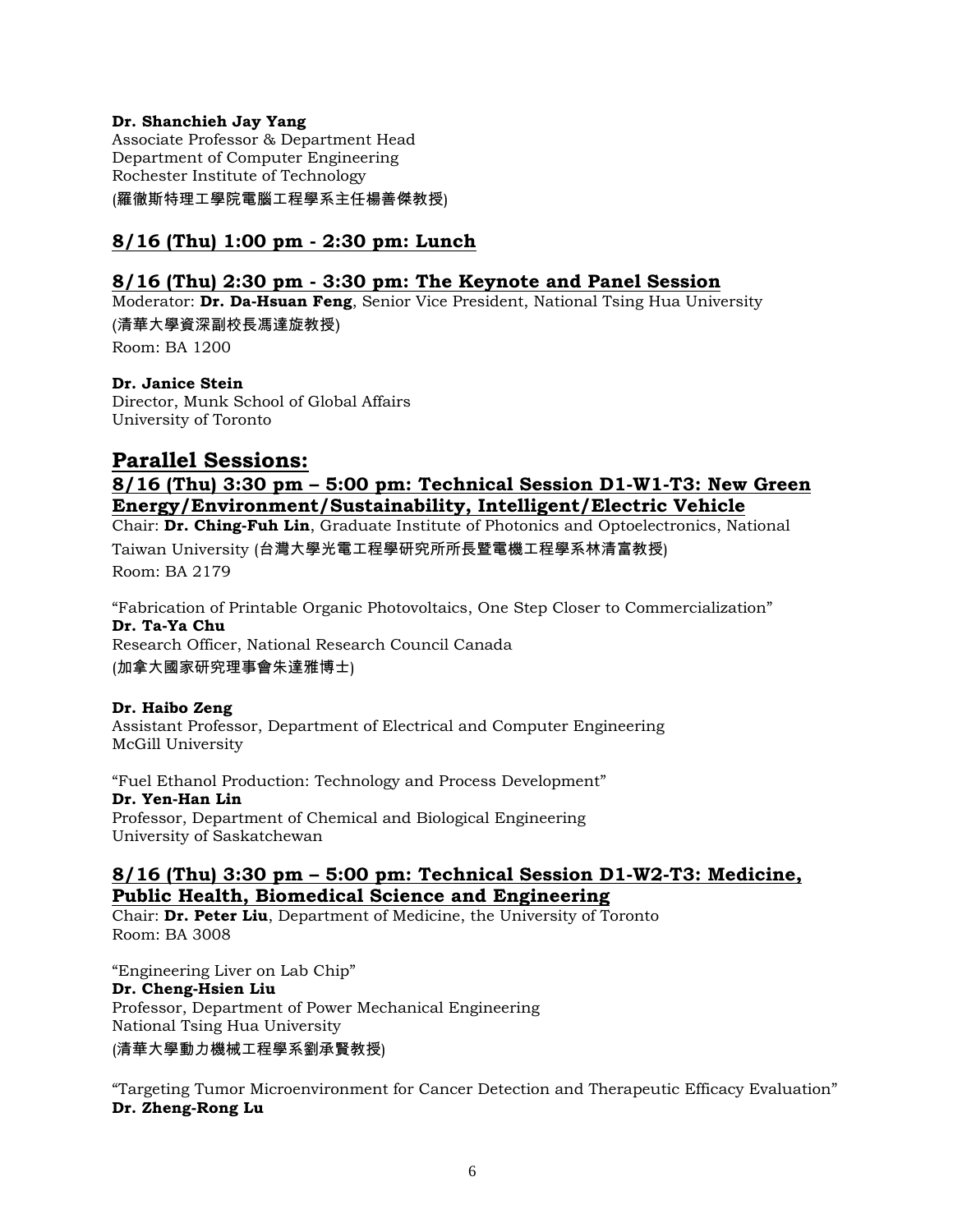**Dr. Shanchieh Jay Yang**
Associate Professor & Department Head
Department of Computer Engineering
Rochester Institute of Technology
(羅徹斯特理工學院電腦工程學系主任楊善傑教授)

## 8/16 (Thu) 1:00 pm - 2:30 pm: Lunch

## 8/16 (Thu) 2:30 pm - 3:30 pm: The Keynote and Panel Session

Moderator: **Dr. Da-Hsuan Feng**, Senior Vice President, National Tsing Hua University
(清華大學資深副校長馮達旋教授)
Room: BA 1200

**Dr. Janice Stein**
Director, Munk School of Global Affairs
University of Toronto

# Parallel Sessions:

## 8/16 (Thu) 3:30 pm – 5:00 pm: Technical Session D1-W1-T3: New Green Energy/Environment/Sustainability, Intelligent/Electric Vehicle

Chair: **Dr. Ching-Fuh Lin**, Graduate Institute of Photonics and Optoelectronics, National Taiwan University (台灣大學光電工程學研究所所長暨電機工程學系林清富教授)
Room: BA 2179

"Fabrication of Printable Organic Photovoltaics, One Step Closer to Commercialization"
**Dr. Ta-Ya Chu**
Research Officer, National Research Council Canada
(加拿大國家研究理事會朱達雅博士)

**Dr. Haibo Zeng**
Assistant Professor, Department of Electrical and Computer Engineering
McGill University

"Fuel Ethanol Production: Technology and Process Development"
**Dr. Yen-Han Lin**
Professor, Department of Chemical and Biological Engineering
University of Saskatchewan

## 8/16 (Thu) 3:30 pm – 5:00 pm: Technical Session D1-W2-T3: Medicine, Public Health, Biomedical Science and Engineering

Chair: **Dr. Peter Liu**, Department of Medicine, the University of Toronto
Room: BA 3008

"Engineering Liver on Lab Chip"
**Dr. Cheng-Hsien Liu**
Professor, Department of Power Mechanical Engineering
National Tsing Hua University
(清華大學動力機械工程學系劉承賢教授)

"Targeting Tumor Microenvironment for Cancer Detection and Therapeutic Efficacy Evaluation"
**Dr. Zheng-Rong Lu**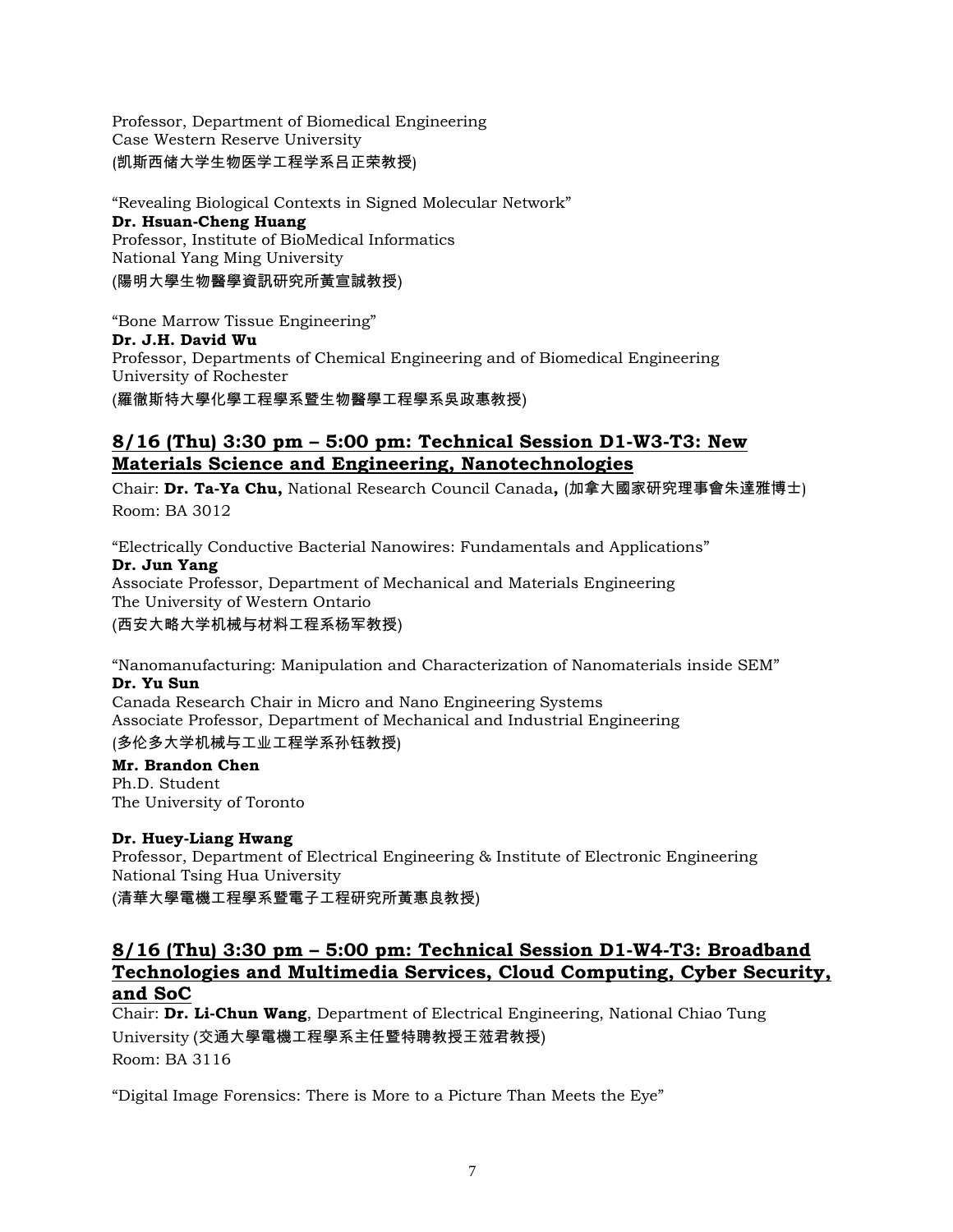Professor, Department of Biomedical Engineering
Case Western Reserve University
(凯斯西储大学生物医学工程学系吕正荣教授)

"Revealing Biological Contexts in Signed Molecular Network"
**Dr. Hsuan-Cheng Huang**
Professor, Institute of BioMedical Informatics
National Yang Ming University
(陽明大學生物醫學資訊研究所黃宣誠教授)

"Bone Marrow Tissue Engineering"
**Dr. J.H. David Wu**
Professor, Departments of Chemical Engineering and of Biomedical Engineering
University of Rochester
(羅徹斯特大學化學工程學系暨生物醫學工程學系吳政惠教授)

## 8/16 (Thu) 3:30 pm – 5:00 pm: Technical Session D1-W3-T3: New Materials Science and Engineering, Nanotechnologies

Chair: **Dr. Ta-Ya Chu,** National Research Council Canada**,** (加拿大國家研究理事會朱達雅博士)
Room: BA 3012

"Electrically Conductive Bacterial Nanowires: Fundamentals and Applications"
**Dr. Jun Yang**
Associate Professor, Department of Mechanical and Materials Engineering
The University of Western Ontario
(西安大略大学机械与材料工程系杨军教授)

"Nanomanufacturing: Manipulation and Characterization of Nanomaterials inside SEM"
**Dr. Yu Sun**
Canada Research Chair in Micro and Nano Engineering Systems
Associate Professor, Department of Mechanical and Industrial Engineering
(多伦多大学机械与工业工程学系孙钰教授)

**Mr. Brandon Chen**
Ph.D. Student
The University of Toronto

**Dr. Huey-Liang Hwang**
Professor, Department of Electrical Engineering & Institute of Electronic Engineering
National Tsing Hua University
(清華大學電機工程學系暨電子工程研究所黃惠良教授)

## 8/16 (Thu) 3:30 pm – 5:00 pm: Technical Session D1-W4-T3: Broadband Technologies and Multimedia Services, Cloud Computing, Cyber Security, and SoC

Chair: **Dr. Li-Chun Wang**, Department of Electrical Engineering, National Chiao Tung University (交通大學電機工程學系主任暨特聘教授王蒞君教授)
Room: BA 3116

"Digital Image Forensics: There is More to a Picture Than Meets the Eye"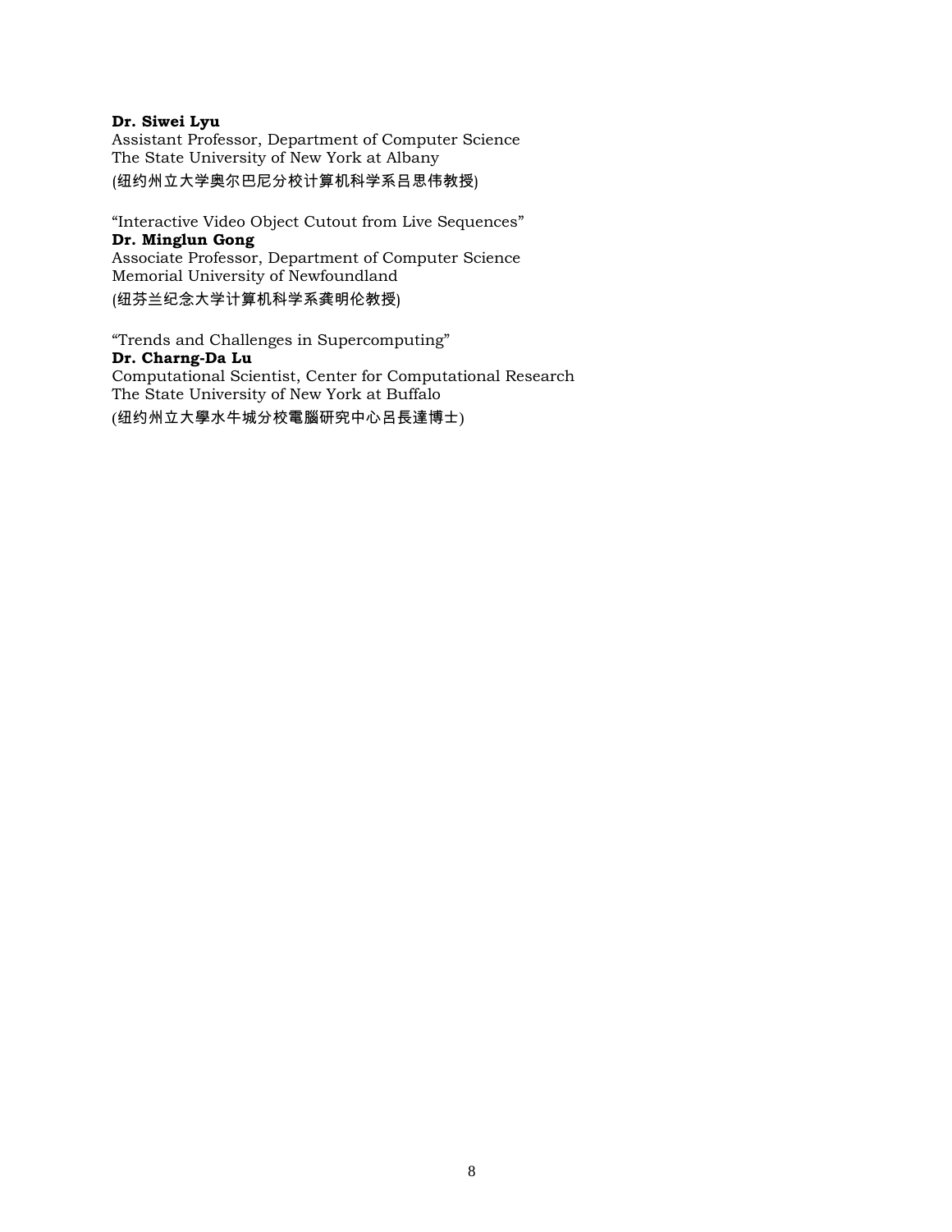**Dr. Siwei Lyu**
Assistant Professor, Department of Computer Science
The State University of New York at Albany
(纽约州立大学奥尔巴尼分校计算机科学系吕思伟教授)

"Interactive Video Object Cutout from Live Sequences"
**Dr. Minglun Gong**
Associate Professor, Department of Computer Science
Memorial University of Newfoundland
(纽芬兰纪念大学计算机科学系龚明伦教授)

"Trends and Challenges in Supercomputing"
**Dr. Charng-Da Lu**
Computational Scientist, Center for Computational Research
The State University of New York at Buffalo
(纽约州立大學水牛城分校電腦研究中心呂長達博士)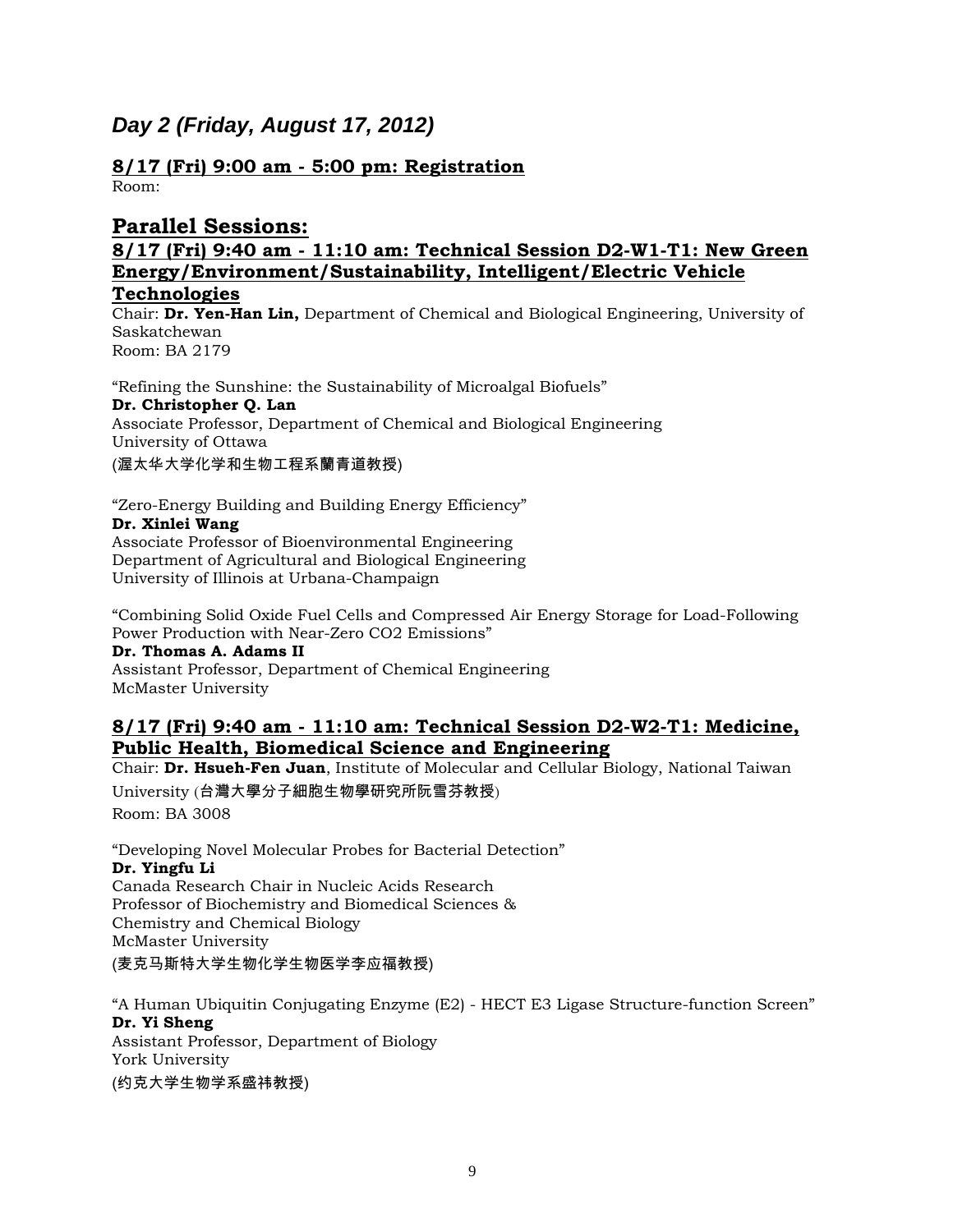## *Day 2 (Friday, August 17, 2012)*

### 8/17 (Fri) 9:00 am - 5:00 pm: Registration

Room:

## Parallel Sessions:

### 8/17 (Fri) 9:40 am - 11:10 am: Technical Session D2-W1-T1: New Green Energy/Environment/Sustainability, Intelligent/Electric Vehicle Technologies

Chair: **Dr. Yen-Han Lin,** Department of Chemical and Biological Engineering, University of Saskatchewan
Room: BA 2179

"Refining the Sunshine: the Sustainability of Microalgal Biofuels"
**Dr. Christopher Q. Lan**
Associate Professor, Department of Chemical and Biological Engineering
University of Ottawa
(渥太华大学化学和生物工程系蘭青道教授)

"Zero-Energy Building and Building Energy Efficiency"
**Dr. Xinlei Wang**
Associate Professor of Bioenvironmental Engineering
Department of Agricultural and Biological Engineering
University of Illinois at Urbana-Champaign

"Combining Solid Oxide Fuel Cells and Compressed Air Energy Storage for Load-Following Power Production with Near-Zero CO2 Emissions"
**Dr. Thomas A. Adams II**
Assistant Professor, Department of Chemical Engineering
McMaster University

### 8/17 (Fri) 9:40 am - 11:10 am: Technical Session D2-W2-T1: Medicine, Public Health, Biomedical Science and Engineering

Chair: **Dr. Hsueh-Fen Juan**, Institute of Molecular and Cellular Biology, National Taiwan University (台灣大學分子細胞生物學研究所阮雪芬教授)
Room: BA 3008

"Developing Novel Molecular Probes for Bacterial Detection"
**Dr. Yingfu Li**
Canada Research Chair in Nucleic Acids Research
Professor of Biochemistry and Biomedical Sciences &
Chemistry and Chemical Biology
McMaster University
(麦克马斯特大学生物化学生物医学李应福教授)

"A Human Ubiquitin Conjugating Enzyme (E2) - HECT E3 Ligase Structure-function Screen"
**Dr. Yi Sheng**
Assistant Professor, Department of Biology
York University
(约克大学生物学系盛祎教授)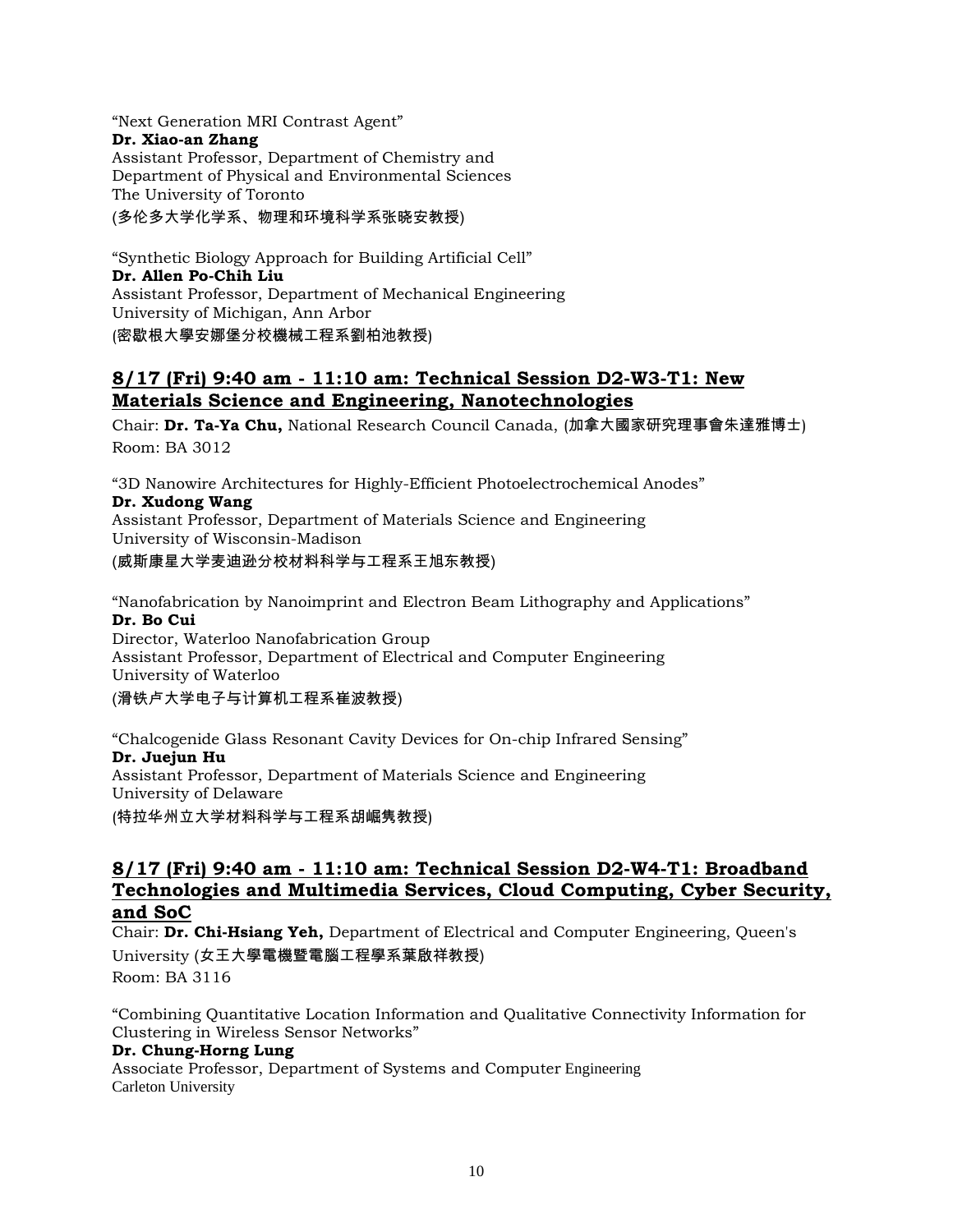"Next Generation MRI Contrast Agent"
**Dr. Xiao-an Zhang**
Assistant Professor, Department of Chemistry and Department of Physical and Environmental Sciences
The University of Toronto
(多伦多大学化学系、物理和环境科学系张晓安教授)

"Synthetic Biology Approach for Building Artificial Cell"
**Dr. Allen Po-Chih Liu**
Assistant Professor, Department of Mechanical Engineering
University of Michigan, Ann Arbor
(密歇根大學安娜堡分校機械工程系劉柏池教授)

## 8/17 (Fri) 9:40 am - 11:10 am: Technical Session D2-W3-T1: New Materials Science and Engineering, Nanotechnologies

Chair: **Dr. Ta-Ya Chu,** National Research Council Canada, (加拿大國家研究理事會朱達雅博士)
Room: BA 3012

"3D Nanowire Architectures for Highly-Efficient Photoelectrochemical Anodes"
**Dr. Xudong Wang**
Assistant Professor, Department of Materials Science and Engineering
University of Wisconsin-Madison
(威斯康星大学麦迪逊分校材料科学与工程系王旭东教授)

"Nanofabrication by Nanoimprint and Electron Beam Lithography and Applications"
**Dr. Bo Cui**
Director, Waterloo Nanofabrication Group
Assistant Professor, Department of Electrical and Computer Engineering
University of Waterloo
(滑铁卢大学电子与计算机工程系崔波教授)

"Chalcogenide Glass Resonant Cavity Devices for On-chip Infrared Sensing"
**Dr. Juejun Hu**
Assistant Professor, Department of Materials Science and Engineering
University of Delaware
(特拉华州立大学材料科学与工程系胡崛隽教授)

## 8/17 (Fri) 9:40 am - 11:10 am: Technical Session D2-W4-T1: Broadband Technologies and Multimedia Services, Cloud Computing, Cyber Security, and SoC

Chair: **Dr. Chi-Hsiang Yeh,** Department of Electrical and Computer Engineering, Queen's University (女王大學電機暨電腦工程學系葉啟祥教授)
Room: BA 3116

"Combining Quantitative Location Information and Qualitative Connectivity Information for Clustering in Wireless Sensor Networks"
**Dr. Chung-Horng Lung**
Associate Professor, Department of Systems and Computer Engineering
Carleton University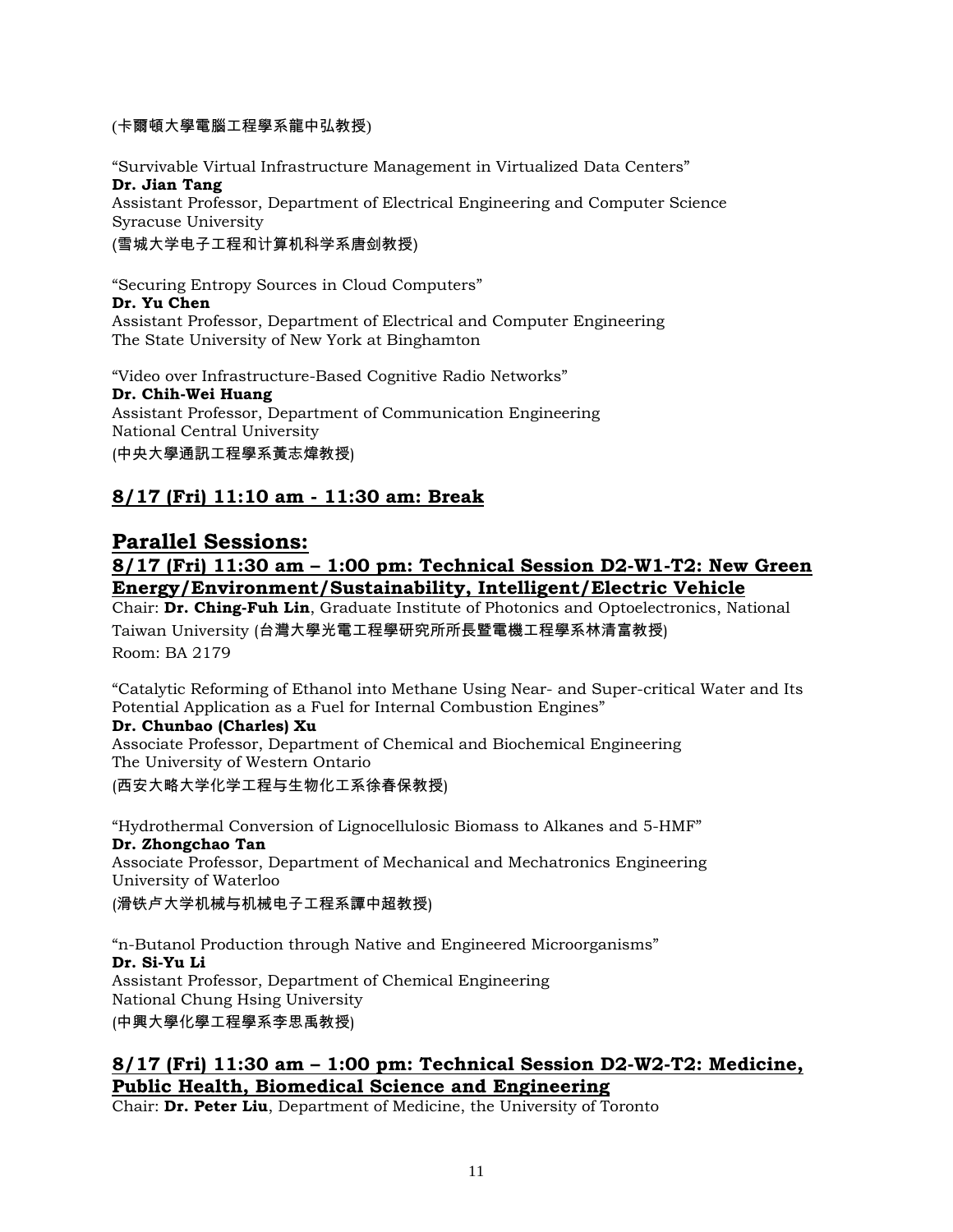(卡爾頓大學電腦工程學系龍中弘教授)

"Survivable Virtual Infrastructure Management in Virtualized Data Centers"
**Dr. Jian Tang**
Assistant Professor, Department of Electrical Engineering and Computer Science
Syracuse University
(雪城大学电子工程和计算机科学系唐剑教授)

"Securing Entropy Sources in Cloud Computers"
**Dr. Yu Chen**
Assistant Professor, Department of Electrical and Computer Engineering
The State University of New York at Binghamton

"Video over Infrastructure-Based Cognitive Radio Networks"
**Dr. Chih-Wei Huang**
Assistant Professor, Department of Communication Engineering
National Central University
(中央大學通訊工程學系黃志煒教授)

## 8/17 (Fri) 11:10 am - 11:30 am: Break

# Parallel Sessions:

## 8/17 (Fri) 11:30 am – 1:00 pm: Technical Session D2-W1-T2: New Green Energy/Environment/Sustainability, Intelligent/Electric Vehicle

Chair: **Dr. Ching-Fuh Lin**, Graduate Institute of Photonics and Optoelectronics, National Taiwan University (台灣大學光電工程學研究所所長暨電機工程學系林清富教授)
Room: BA 2179

"Catalytic Reforming of Ethanol into Methane Using Near- and Super-critical Water and Its Potential Application as a Fuel for Internal Combustion Engines"
**Dr. Chunbao (Charles) Xu**
Associate Professor, Department of Chemical and Biochemical Engineering
The University of Western Ontario
(西安大略大学化学工程与生物化工系徐春保教授)

"Hydrothermal Conversion of Lignocellulosic Biomass to Alkanes and 5-HMF"
**Dr. Zhongchao Tan**
Associate Professor, Department of Mechanical and Mechatronics Engineering
University of Waterloo
(滑铁卢大学机械与机械电子工程系譚中超教授)

"n-Butanol Production through Native and Engineered Microorganisms"
**Dr. Si-Yu Li**
Assistant Professor, Department of Chemical Engineering
National Chung Hsing University
(中興大學化學工程學系李思禹教授)

## 8/17 (Fri) 11:30 am – 1:00 pm: Technical Session D2-W2-T2: Medicine, Public Health, Biomedical Science and Engineering

Chair: **Dr. Peter Liu**, Department of Medicine, the University of Toronto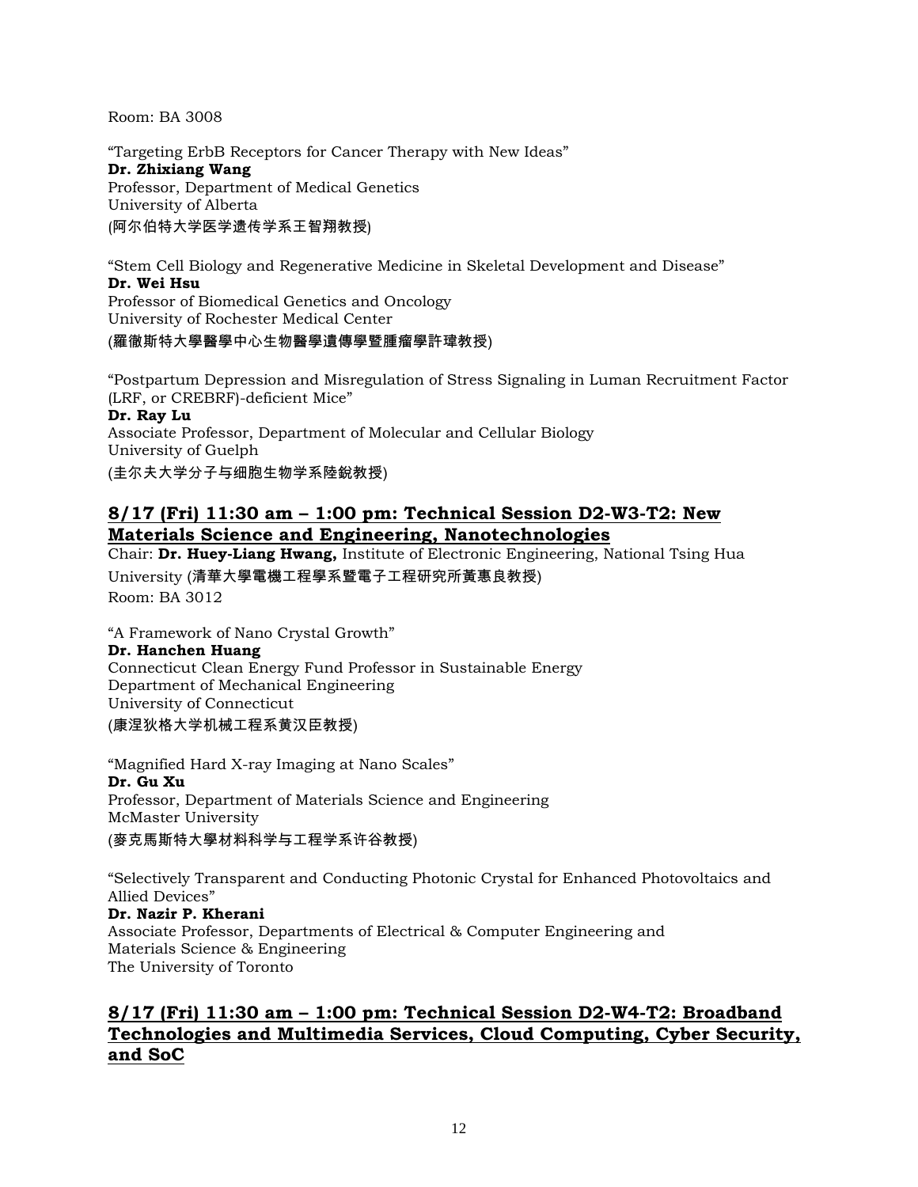Room: BA 3008

"Targeting ErbB Receptors for Cancer Therapy with New Ideas"
**Dr. Zhixiang Wang**
Professor, Department of Medical Genetics
University of Alberta
(阿尔伯特大学医学遗传学系王智翔教授)

"Stem Cell Biology and Regenerative Medicine in Skeletal Development and Disease"
**Dr. Wei Hsu**
Professor of Biomedical Genetics and Oncology
University of Rochester Medical Center
(羅徹斯特大學醫學中心生物醫學遺傳學暨腫瘤學許瑋教授)

"Postpartum Depression and Misregulation of Stress Signaling in Luman Recruitment Factor (LRF, or CREBRF)-deficient Mice"
**Dr. Ray Lu**
Associate Professor, Department of Molecular and Cellular Biology
University of Guelph
(圭尔夫大学分子与细胞生物学系陸銳教授)

## 8/17 (Fri) 11:30 am – 1:00 pm: Technical Session D2-W3-T2: New Materials Science and Engineering, Nanotechnologies

Chair: **Dr. Huey-Liang Hwang,** Institute of Electronic Engineering, National Tsing Hua University (清華大學電機工程學系暨電子工程研究所黃惠良教授)
Room: BA 3012

"A Framework of Nano Crystal Growth"
**Dr. Hanchen Huang**
Connecticut Clean Energy Fund Professor in Sustainable Energy
Department of Mechanical Engineering
University of Connecticut
(康涅狄格大学机械工程系黄汉臣教授)

"Magnified Hard X-ray Imaging at Nano Scales"
**Dr. Gu Xu**
Professor, Department of Materials Science and Engineering
McMaster University
(麥克馬斯特大學材料科学与工程学系许谷教授)

"Selectively Transparent and Conducting Photonic Crystal for Enhanced Photovoltaics and Allied Devices"
**Dr. Nazir P. Kherani**
Associate Professor, Departments of Electrical & Computer Engineering and Materials Science & Engineering
The University of Toronto

## 8/17 (Fri) 11:30 am – 1:00 pm: Technical Session D2-W4-T2: Broadband Technologies and Multimedia Services, Cloud Computing, Cyber Security, and SoC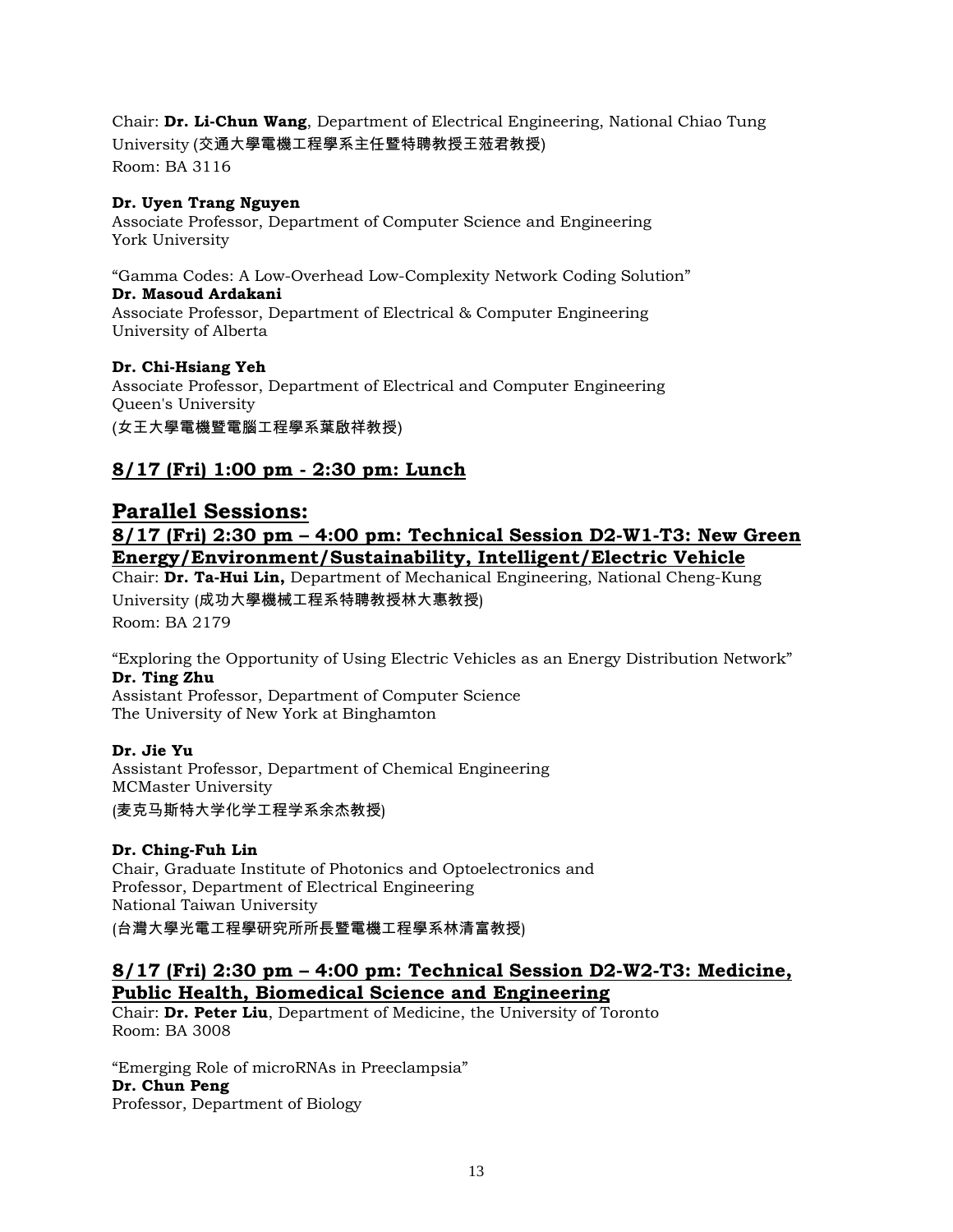Chair: **Dr. Li-Chun Wang**, Department of Electrical Engineering, National Chiao Tung University (交通大學電機工程學系主任暨特聘教授王蒞君教授)
Room: BA 3116

**Dr. Uyen Trang Nguyen**
Associate Professor, Department of Computer Science and Engineering
York University

"Gamma Codes: A Low-Overhead Low-Complexity Network Coding Solution"
**Dr. Masoud Ardakani**
Associate Professor, Department of Electrical & Computer Engineering
University of Alberta

**Dr. Chi-Hsiang Yeh**
Associate Professor, Department of Electrical and Computer Engineering
Queen's University
(女王大學電機暨電腦工程學系葉啟祥教授)

## 8/17 (Fri) 1:00 pm - 2:30 pm: Lunch

# Parallel Sessions:

## 8/17 (Fri) 2:30 pm – 4:00 pm: Technical Session D2-W1-T3: New Green Energy/Environment/Sustainability, Intelligent/Electric Vehicle

Chair: **Dr. Ta-Hui Lin,** Department of Mechanical Engineering, National Cheng-Kung University (成功大學機械工程系特聘教授林大惠教授)
Room: BA 2179

"Exploring the Opportunity of Using Electric Vehicles as an Energy Distribution Network"
**Dr. Ting Zhu**
Assistant Professor, Department of Computer Science
The University of New York at Binghamton

**Dr. Jie Yu**
Assistant Professor, Department of Chemical Engineering
MCMaster University
(麦克马斯特大学化学工程学系余杰教授)

**Dr. Ching-Fuh Lin**
Chair, Graduate Institute of Photonics and Optoelectronics and
Professor, Department of Electrical Engineering
National Taiwan University
(台灣大學光電工程學研究所所長暨電機工程學系林清富教授)

## 8/17 (Fri) 2:30 pm – 4:00 pm: Technical Session D2-W2-T3: Medicine, Public Health, Biomedical Science and Engineering

Chair: **Dr. Peter Liu**, Department of Medicine, the University of Toronto
Room: BA 3008

"Emerging Role of microRNAs in Preeclampsia"
**Dr. Chun Peng**
Professor, Department of Biology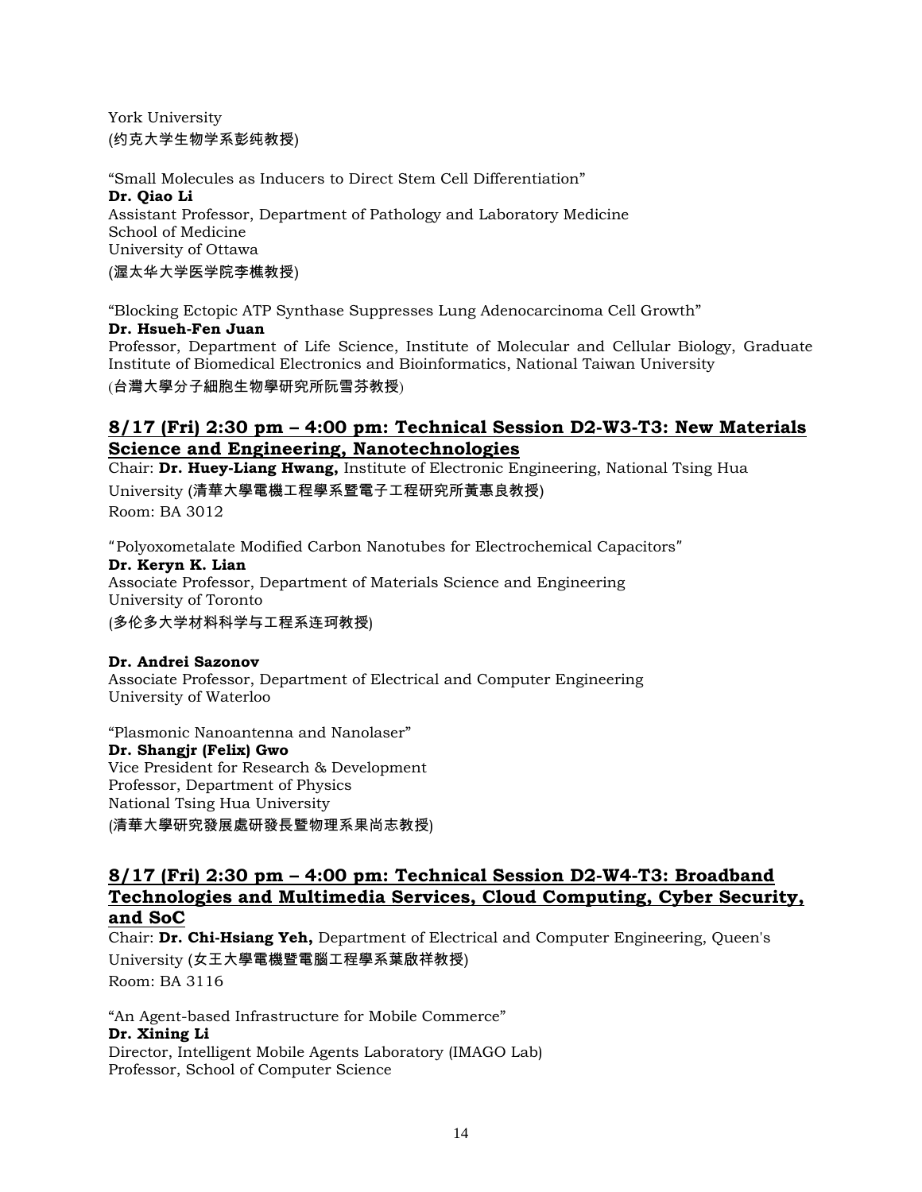York University
(约克大学生物学系彭纯教授)

"Small Molecules as Inducers to Direct Stem Cell Differentiation"
**Dr. Qiao Li**
Assistant Professor, Department of Pathology and Laboratory Medicine
School of Medicine
University of Ottawa
(渥太华大学医学院李樵教授)

"Blocking Ectopic ATP Synthase Suppresses Lung Adenocarcinoma Cell Growth"
**Dr. Hsueh-Fen Juan**
Professor, Department of Life Science, Institute of Molecular and Cellular Biology, Graduate Institute of Biomedical Electronics and Bioinformatics, National Taiwan University
(台灣大學分子細胞生物學研究所阮雪芬教授)

## 8/17 (Fri) 2:30 pm – 4:00 pm: Technical Session D2-W3-T3: New Materials Science and Engineering, Nanotechnologies

Chair: **Dr. Huey-Liang Hwang,** Institute of Electronic Engineering, National Tsing Hua University (清華大學電機工程學系暨電子工程研究所黃惠良教授)
Room: BA 3012

"Polyoxometalate Modified Carbon Nanotubes for Electrochemical Capacitors"
**Dr. Keryn K. Lian**
Associate Professor, Department of Materials Science and Engineering
University of Toronto
(多伦多大学材料科学与工程系连珂教授)

**Dr. Andrei Sazonov**
Associate Professor, Department of Electrical and Computer Engineering
University of Waterloo

"Plasmonic Nanoantenna and Nanolaser"
**Dr. Shangjr (Felix) Gwo**
Vice President for Research & Development
Professor, Department of Physics
National Tsing Hua University
(清華大學研究發展處研發長暨物理系果尚志教授)

## 8/17 (Fri) 2:30 pm – 4:00 pm: Technical Session D2-W4-T3: Broadband Technologies and Multimedia Services, Cloud Computing, Cyber Security, and SoC

Chair: **Dr. Chi-Hsiang Yeh,** Department of Electrical and Computer Engineering, Queen's University (女王大學電機暨電腦工程學系葉啟祥教授)
Room: BA 3116

"An Agent-based Infrastructure for Mobile Commerce"
**Dr. Xining Li**
Director, Intelligent Mobile Agents Laboratory (IMAGO Lab)
Professor, School of Computer Science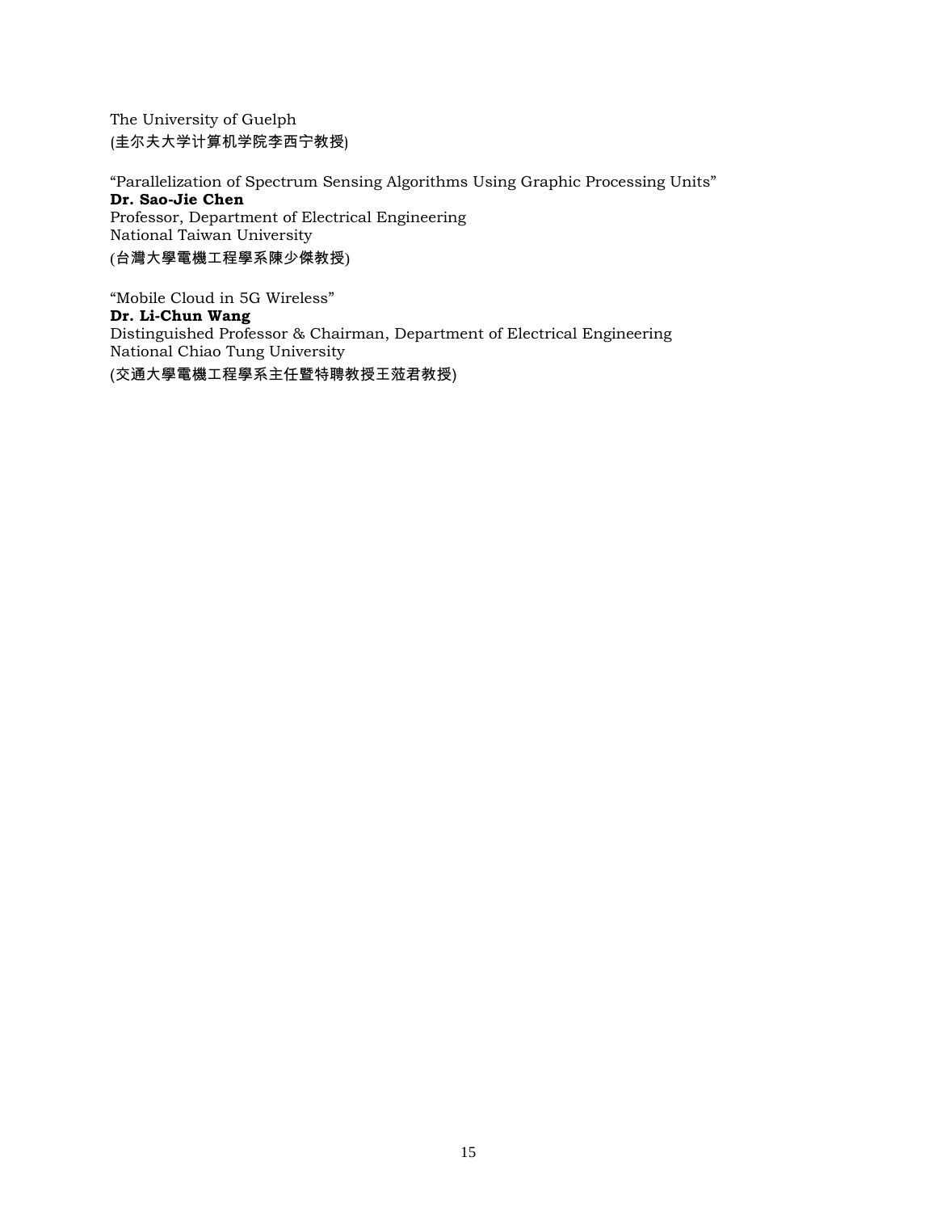The University of Guelph
(圭尔夫大学计算机学院李西宁教授)

"Parallelization of Spectrum Sensing Algorithms Using Graphic Processing Units"
**Dr. Sao-Jie Chen**
Professor, Department of Electrical Engineering
National Taiwan University
(台灣大學電機工程學系陳少傑教授)

"Mobile Cloud in 5G Wireless"
**Dr. Li-Chun Wang**
Distinguished Professor & Chairman, Department of Electrical Engineering
National Chiao Tung University
(交通大學電機工程學系主任暨特聘教授王蒞君教授)